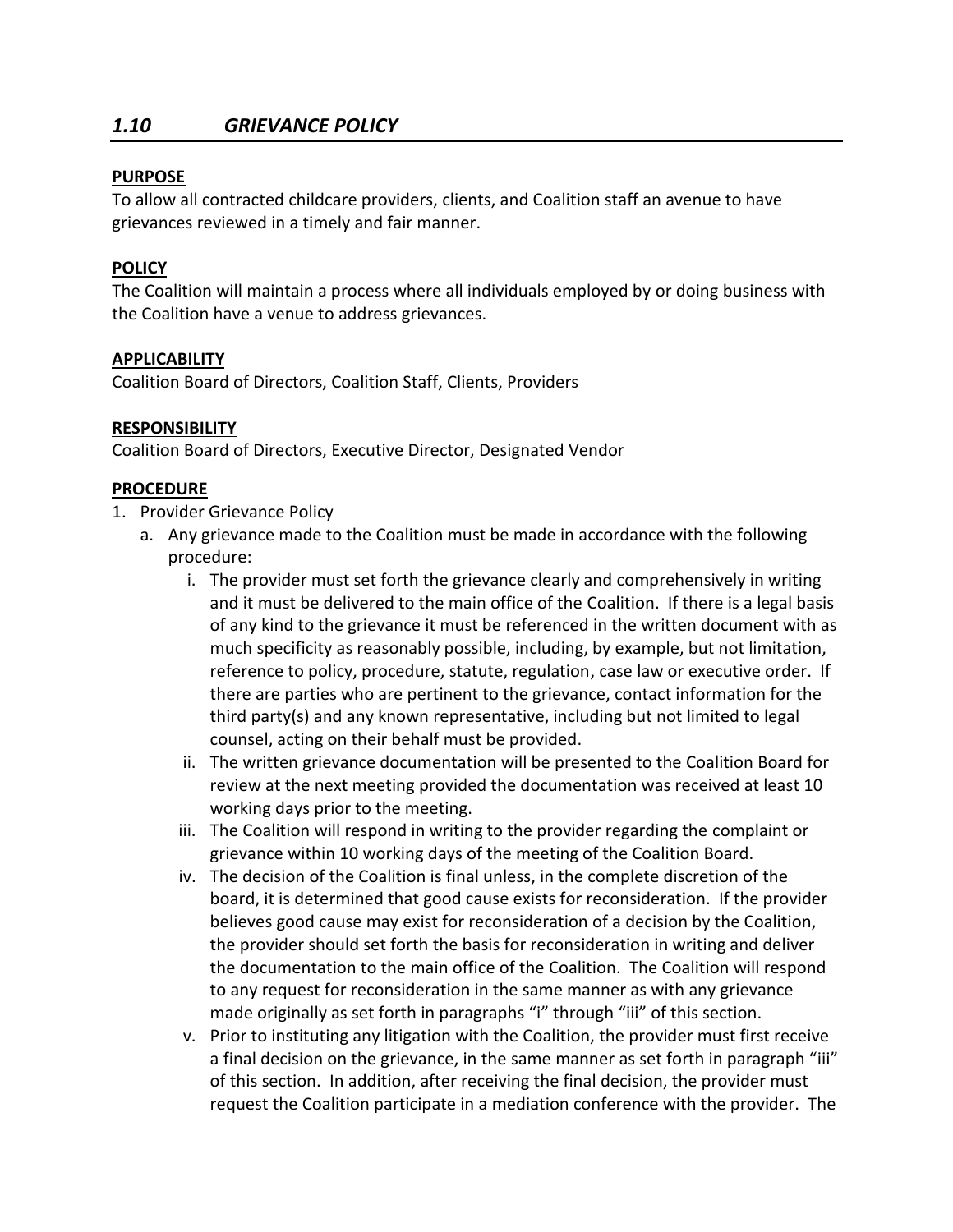## *1.10 GRIEVANCE POLICY*

**PURPOSE**

To allow all contracted childcare providers, clients, and Coalition staff an avenue to have grievances reviewed in a timely and fair manner.

**POLICY**

The Coalition will maintain a process where all individuals employed by or doing business with the Coalition have a venue to address grievances.

**APPLICABILITY**

Coalition Board of Directors, Coalition Staff, Clients, Providers

**RESPONSIBILITY**

Coalition Board of Directors, Executive Director, Designated Vendor

**PROCEDURE**

1. Provider Grievance Policy
   a. Any grievance made to the Coalition must be made in accordance with the following procedure:
      i. The provider must set forth the grievance clearly and comprehensively in writing and it must be delivered to the main office of the Coalition. If there is a legal basis of any kind to the grievance it must be referenced in the written document with as much specificity as reasonably possible, including, by example, but not limitation, reference to policy, procedure, statute, regulation, case law or executive order. If there are parties who are pertinent to the grievance, contact information for the third party(s) and any known representative, including but not limited to legal counsel, acting on their behalf must be provided.
      ii. The written grievance documentation will be presented to the Coalition Board for review at the next meeting provided the documentation was received at least 10 working days prior to the meeting.
      iii. The Coalition will respond in writing to the provider regarding the complaint or grievance within 10 working days of the meeting of the Coalition Board.
      iv. The decision of the Coalition is final unless, in the complete discretion of the board, it is determined that good cause exists for reconsideration. If the provider believes good cause may exist for reconsideration of a decision by the Coalition, the provider should set forth the basis for reconsideration in writing and deliver the documentation to the main office of the Coalition. The Coalition will respond to any request for reconsideration in the same manner as with any grievance made originally as set forth in paragraphs "i" through "iii" of this section.
      v. Prior to instituting any litigation with the Coalition, the provider must first receive a final decision on the grievance, in the same manner as set forth in paragraph "iii" of this section. In addition, after receiving the final decision, the provider must request the Coalition participate in a mediation conference with the provider. The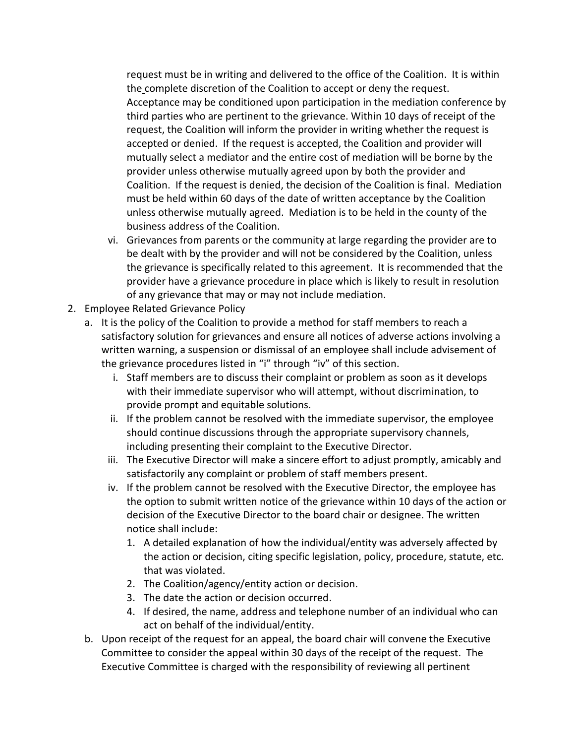request must be in writing and delivered to the office of the Coalition. It is within the complete discretion of the Coalition to accept or deny the request. Acceptance may be conditioned upon participation in the mediation conference by third parties who are pertinent to the grievance. Within 10 days of receipt of the request, the Coalition will inform the provider in writing whether the request is accepted or denied. If the request is accepted, the Coalition and provider will mutually select a mediator and the entire cost of mediation will be borne by the provider unless otherwise mutually agreed upon by both the provider and Coalition. If the request is denied, the decision of the Coalition is final. Mediation must be held within 60 days of the date of written acceptance by the Coalition unless otherwise mutually agreed. Mediation is to be held in the county of the business address of the Coalition.

   vi. Grievances from parents or the community at large regarding the provider are to be dealt with by the provider and will not be considered by the Coalition, unless the grievance is specifically related to this agreement. It is recommended that the provider have a grievance procedure in place which is likely to result in resolution of any grievance that may or may not include mediation.

2. Employee Related Grievance Policy
   a. It is the policy of the Coalition to provide a method for staff members to reach a satisfactory solution for grievances and ensure all notices of adverse actions involving a written warning, a suspension or dismissal of an employee shall include advisement of the grievance procedures listed in "i" through "iv" of this section.
      i. Staff members are to discuss their complaint or problem as soon as it develops with their immediate supervisor who will attempt, without discrimination, to provide prompt and equitable solutions.
      ii. If the problem cannot be resolved with the immediate supervisor, the employee should continue discussions through the appropriate supervisory channels, including presenting their complaint to the Executive Director.
      iii. The Executive Director will make a sincere effort to adjust promptly, amicably and satisfactorily any complaint or problem of staff members present.
      iv. If the problem cannot be resolved with the Executive Director, the employee has the option to submit written notice of the grievance within 10 days of the action or decision of the Executive Director to the board chair or designee. The written notice shall include:
         1. A detailed explanation of how the individual/entity was adversely affected by the action or decision, citing specific legislation, policy, procedure, statute, etc. that was violated.
         2. The Coalition/agency/entity action or decision.
         3. The date the action or decision occurred.
         4. If desired, the name, address and telephone number of an individual who can act on behalf of the individual/entity.
   b. Upon receipt of the request for an appeal, the board chair will convene the Executive Committee to consider the appeal within 30 days of the receipt of the request. The Executive Committee is charged with the responsibility of reviewing all pertinent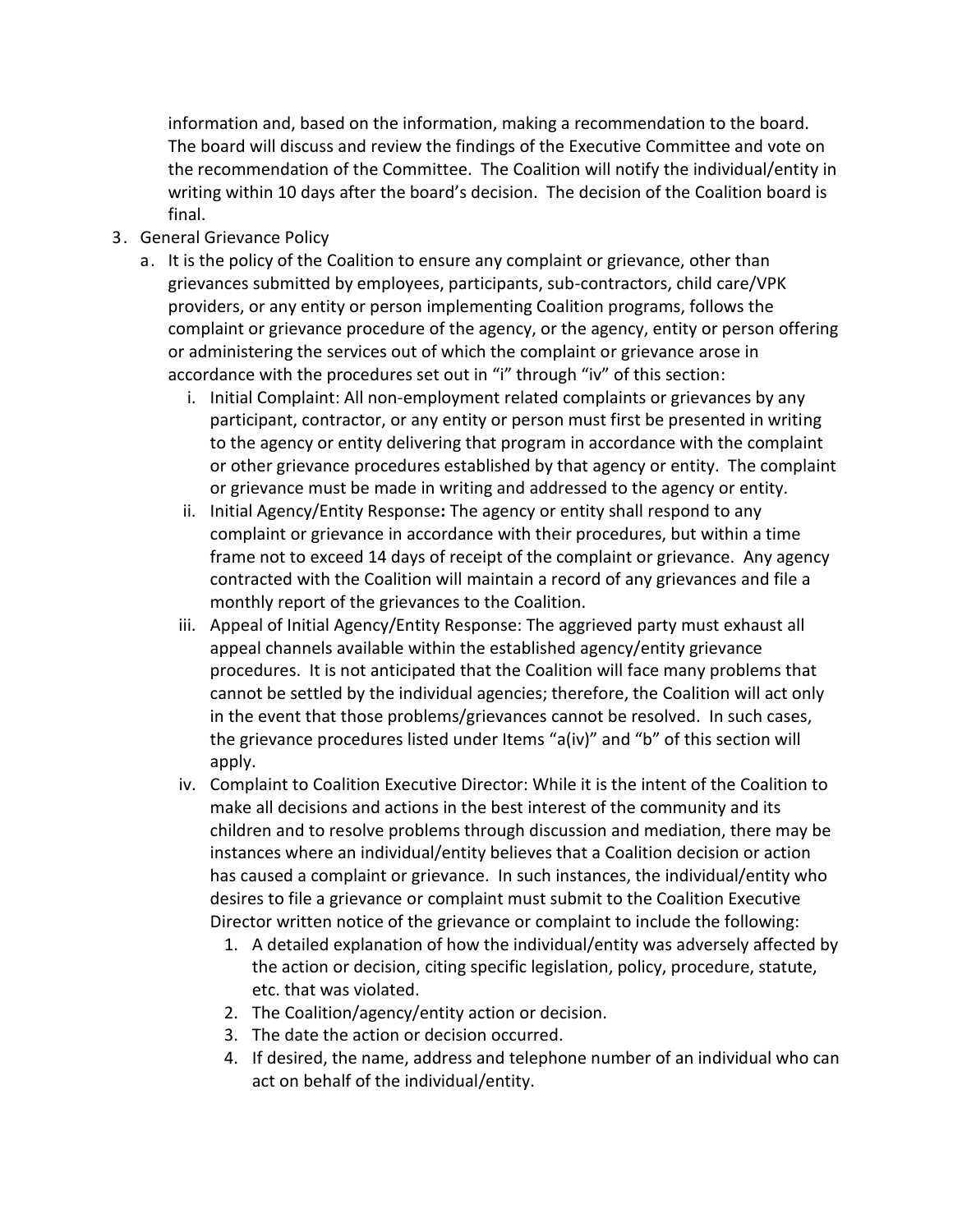information and, based on the information, making a recommendation to the board. The board will discuss and review the findings of the Executive Committee and vote on the recommendation of the Committee. The Coalition will notify the individual/entity in writing within 10 days after the board's decision. The decision of the Coalition board is final.

3. General Grievance Policy
   a. It is the policy of the Coalition to ensure any complaint or grievance, other than grievances submitted by employees, participants, sub-contractors, child care/VPK providers, or any entity or person implementing Coalition programs, follows the complaint or grievance procedure of the agency, or the agency, entity or person offering or administering the services out of which the complaint or grievance arose in accordance with the procedures set out in "i" through "iv" of this section:
      i. Initial Complaint: All non-employment related complaints or grievances by any participant, contractor, or any entity or person must first be presented in writing to the agency or entity delivering that program in accordance with the complaint or other grievance procedures established by that agency or entity. The complaint or grievance must be made in writing and addressed to the agency or entity.
      ii. Initial Agency/Entity Response**:** The agency or entity shall respond to any complaint or grievance in accordance with their procedures, but within a time frame not to exceed 14 days of receipt of the complaint or grievance. Any agency contracted with the Coalition will maintain a record of any grievances and file a monthly report of the grievances to the Coalition.
      iii. Appeal of Initial Agency/Entity Response: The aggrieved party must exhaust all appeal channels available within the established agency/entity grievance procedures. It is not anticipated that the Coalition will face many problems that cannot be settled by the individual agencies; therefore, the Coalition will act only in the event that those problems/grievances cannot be resolved. In such cases, the grievance procedures listed under Items "a(iv)" and "b" of this section will apply.
      iv. Complaint to Coalition Executive Director: While it is the intent of the Coalition to make all decisions and actions in the best interest of the community and its children and to resolve problems through discussion and mediation, there may be instances where an individual/entity believes that a Coalition decision or action has caused a complaint or grievance. In such instances, the individual/entity who desires to file a grievance or complaint must submit to the Coalition Executive Director written notice of the grievance or complaint to include the following:
         1. A detailed explanation of how the individual/entity was adversely affected by the action or decision, citing specific legislation, policy, procedure, statute, etc. that was violated.
         2. The Coalition/agency/entity action or decision.
         3. The date the action or decision occurred.
         4. If desired, the name, address and telephone number of an individual who can act on behalf of the individual/entity.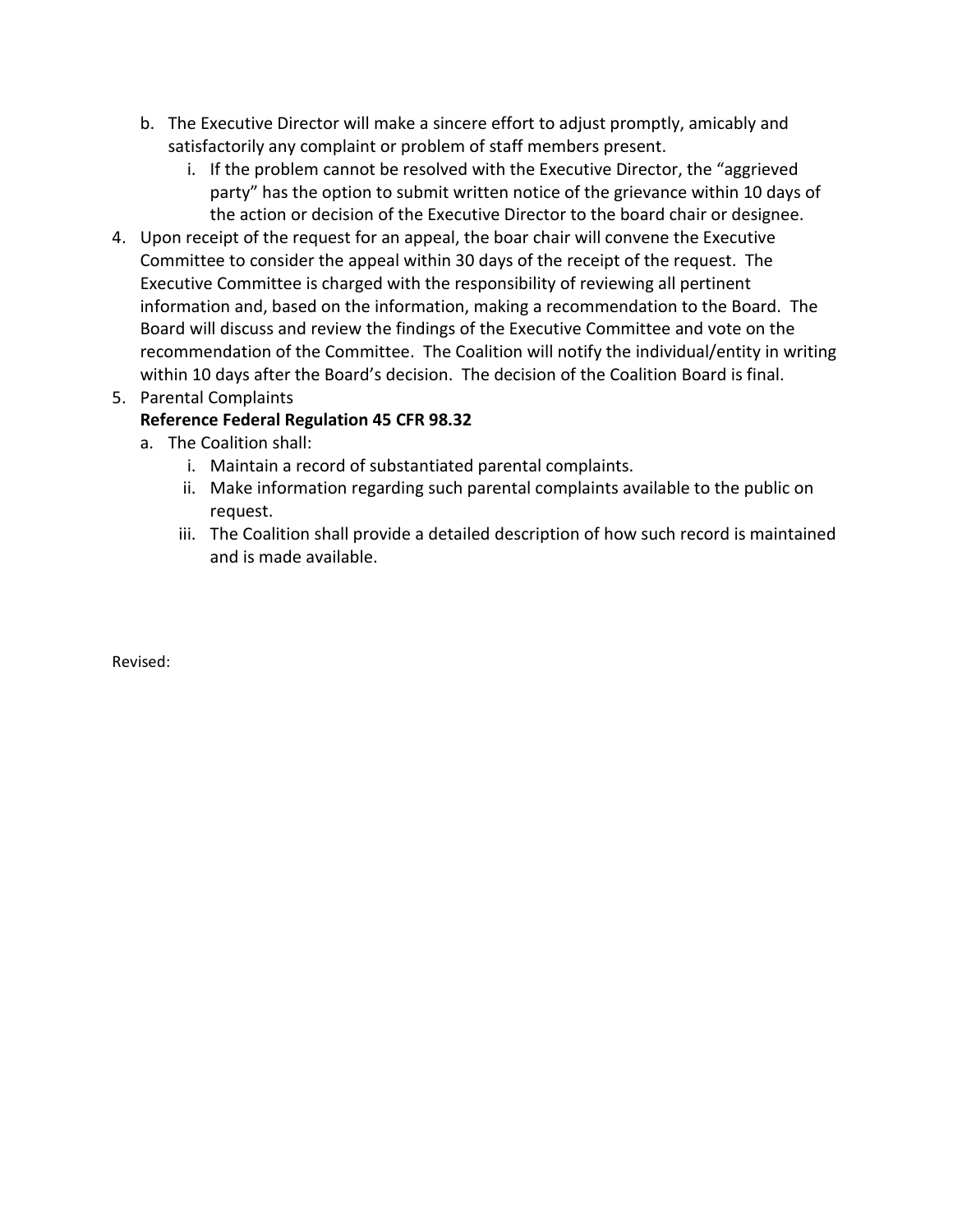b. The Executive Director will make a sincere effort to adjust promptly, amicably and satisfactorily any complaint or problem of staff members present.
   i. If the problem cannot be resolved with the Executive Director, the "aggrieved party" has the option to submit written notice of the grievance within 10 days of the action or decision of the Executive Director to the board chair or designee.

4. Upon receipt of the request for an appeal, the boar chair will convene the Executive Committee to consider the appeal within 30 days of the receipt of the request. The Executive Committee is charged with the responsibility of reviewing all pertinent information and, based on the information, making a recommendation to the Board. The Board will discuss and review the findings of the Executive Committee and vote on the recommendation of the Committee. The Coalition will notify the individual/entity in writing within 10 days after the Board's decision. The decision of the Coalition Board is final.
5. Parental Complaints
   **Reference Federal Regulation 45 CFR 98.32**
   a. The Coalition shall:
      i. Maintain a record of substantiated parental complaints.
      ii. Make information regarding such parental complaints available to the public on request.
      iii. The Coalition shall provide a detailed description of how such record is maintained and is made available.

Revised: